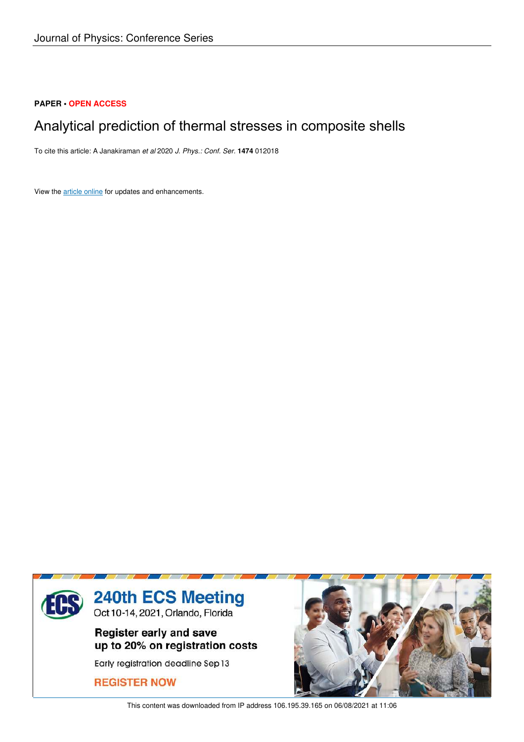Journal of Physics: Conference Series

**PAPER** • **OPEN ACCESS**

# Analytical prediction of thermal stresses in composite shells

To cite this article: A Janakiraman *et al* 2020 *J. Phys.: Conf. Ser.* **1474** 012018

View the article online for updates and enhancements.

This content was downloaded from IP address 106.195.39.165 on 06/08/2021 at 11:06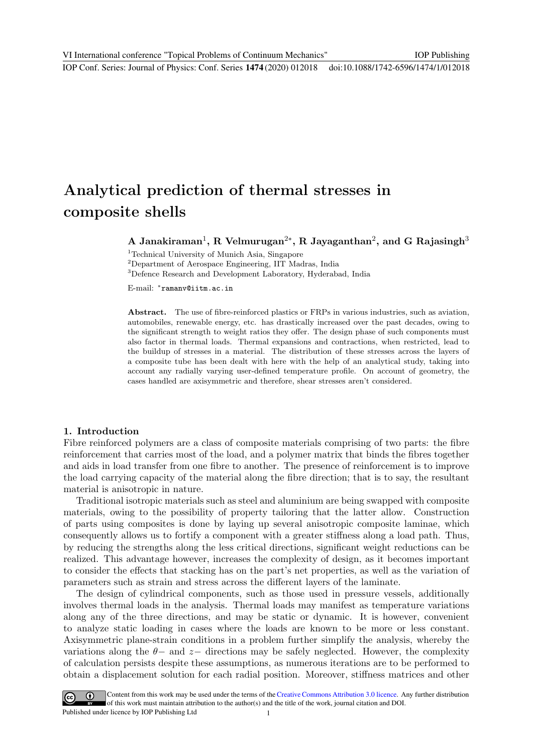# Analytical prediction of thermal stresses in composite shells

**A Janakiraman[1], R Velmurugan[2*], R Jayaganthan[2], and G Rajasingh[3]**

[1]Technical University of Munich Asia, Singapore

[2]Department of Aerospace Engineering, IIT Madras, India

[3]Defence Research and Development Laboratory, Hyderabad, India

E-mail: *ramanv@iitm.ac.in

**Abstract.** The use of fibre-reinforced plastics or FRPs in various industries, such as aviation, automobiles, renewable energy, etc. has drastically increased over the past decades, owing to the significant strength to weight ratios they offer. The design phase of such components must also factor in thermal loads. Thermal expansions and contractions, when restricted, lead to the buildup of stresses in a material. The distribution of these stresses across the layers of a composite tube has been dealt with here with the help of an analytical study, taking into account any radially varying user-defined temperature profile. On account of geometry, the cases handled are axisymmetric and therefore, shear stresses aren't considered.

## 1. Introduction

Fibre reinforced polymers are a class of composite materials comprising of two parts: the fibre reinforcement that carries most of the load, and a polymer matrix that binds the fibres together and aids in load transfer from one fibre to another. The presence of reinforcement is to improve the load carrying capacity of the material along the fibre direction; that is to say, the resultant material is anisotropic in nature.

Traditional isotropic materials such as steel and aluminium are being swapped with composite materials, owing to the possibility of property tailoring that the latter allow. Construction of parts using composites is done by laying up several anisotropic composite laminae, which consequently allows us to fortify a component with a greater stiffness along a load path. Thus, by reducing the strengths along the less critical directions, significant weight reductions can be realized. This advantage however, increases the complexity of design, as it becomes important to consider the effects that stacking has on the part's net properties, as well as the variation of parameters such as strain and stress across the different layers of the laminate.

The design of cylindrical components, such as those used in pressure vessels, additionally involves thermal loads in the analysis. Thermal loads may manifest as temperature variations along any of the three directions, and may be static or dynamic. It is however, convenient to analyze static loading in cases where the loads are known to be more or less constant. Axisymmetric plane-strain conditions in a problem further simplify the analysis, whereby the variations along the $\theta-$ and $z-$ directions may be safely neglected. However, the complexity of calculation persists despite these assumptions, as numerous iterations are to be performed to obtain a displacement solution for each radial position. Moreover, stiffness matrices and other

Content from this work may be used under the terms of the Creative Commons Attribution 3.0 licence. Any further distribution of this work must maintain attribution to the author(s) and the title of the work, journal citation and DOI.

Published under licence by IOP Publishing Ltd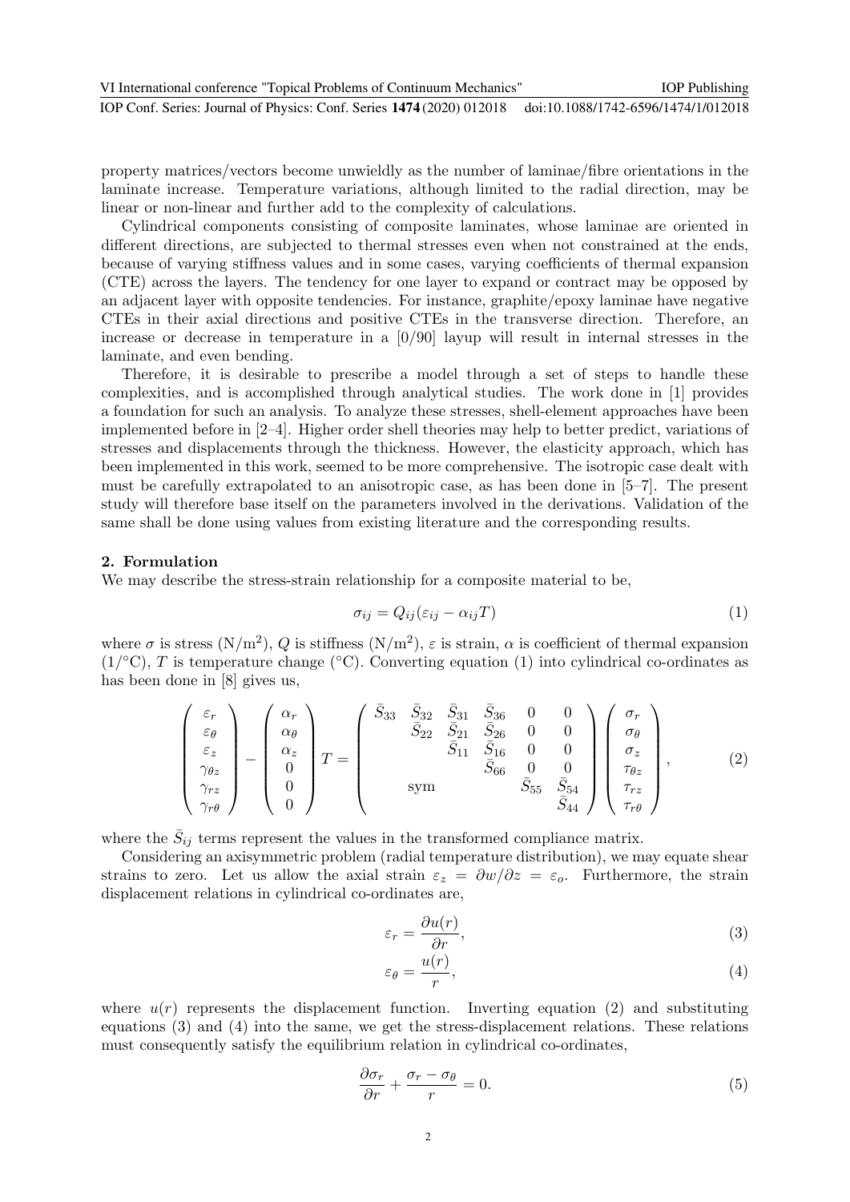property matrices/vectors become unwieldly as the number of laminae/fibre orientations in the laminate increase. Temperature variations, although limited to the radial direction, may be linear or non-linear and further add to the complexity of calculations.

Cylindrical components consisting of composite laminates, whose laminae are oriented in different directions, are subjected to thermal stresses even when not constrained at the ends, because of varying stiffness values and in some cases, varying coefficients of thermal expansion (CTE) across the layers. The tendency for one layer to expand or contract may be opposed by an adjacent layer with opposite tendencies. For instance, graphite/epoxy laminae have negative CTEs in their axial directions and positive CTEs in the transverse direction. Therefore, an increase or decrease in temperature in a [0/90] layup will result in internal stresses in the laminate, and even bending.

Therefore, it is desirable to prescribe a model through a set of steps to handle these complexities, and is accomplished through analytical studies. The work done in [1] provides a foundation for such an analysis. To analyze these stresses, shell-element approaches have been implemented before in [2–4]. Higher order shell theories may help to better predict, variations of stresses and displacements through the thickness. However, the elasticity approach, which has been implemented in this work, seemed to be more comprehensive. The isotropic case dealt with must be carefully extrapolated to an anisotropic case, as has been done in [5–7]. The present study will therefore base itself on the parameters involved in the derivations. Validation of the same shall be done using values from existing literature and the corresponding results.

## 2. Formulation

We may describe the stress-strain relationship for a composite material to be,

$$\sigma_{ij} = Q_{ij}(\varepsilon_{ij} - \alpha_{ij}T) \tag{1}$$

where $\sigma$ is stress (N/m$^2$), $Q$ is stiffness (N/m$^2$), $\varepsilon$ is strain, $\alpha$ is coefficient of thermal expansion (1/°C), $T$ is temperature change (°C). Converting equation (1) into cylindrical co-ordinates as has been done in [8] gives us,

$$\begin{pmatrix} \varepsilon_r \\ \varepsilon_\theta \\ \varepsilon_z \\ \gamma_{\theta z} \\ \gamma_{rz} \\ \gamma_{r\theta} \end{pmatrix} - \begin{pmatrix} \alpha_r \\ \alpha_\theta \\ \alpha_z \\ 0 \\ 0 \\ 0 \end{pmatrix} T = \begin{pmatrix} \bar{S}_{33} & \bar{S}_{32} & \bar{S}_{31} & \bar{S}_{36} & 0 & 0 \\ & \bar{S}_{22} & \bar{S}_{21} & \bar{S}_{26} & 0 & 0 \\ & & \bar{S}_{11} & \bar{S}_{16} & 0 & 0 \\ & & & \bar{S}_{66} & 0 & 0 \\ & \text{sym} & & & \bar{S}_{55} & \bar{S}_{54} \\ & & & & & \bar{S}_{44} \end{pmatrix} \begin{pmatrix} \sigma_r \\ \sigma_\theta \\ \sigma_z \\ \tau_{\theta z} \\ \tau_{rz} \\ \tau_{r\theta} \end{pmatrix}, \tag{2}$$

where the $\bar{S}_{ij}$ terms represent the values in the transformed compliance matrix.

Considering an axisymmetric problem (radial temperature distribution), we may equate shear strains to zero. Let us allow the axial strain $\varepsilon_z = \partial w/\partial z = \varepsilon_o$. Furthermore, the strain displacement relations in cylindrical co-ordinates are,

$$\varepsilon_r = \frac{\partial u(r)}{\partial r}, \tag{3}$$

$$\varepsilon_\theta = \frac{u(r)}{r}, \tag{4}$$

where $u(r)$ represents the displacement function. Inverting equation (2) and substituting equations (3) and (4) into the same, we get the stress-displacement relations. These relations must consequently satisfy the equilibrium relation in cylindrical co-ordinates,

$$\frac{\partial \sigma_r}{\partial r} + \frac{\sigma_r - \sigma_\theta}{r} = 0. \tag{5}$$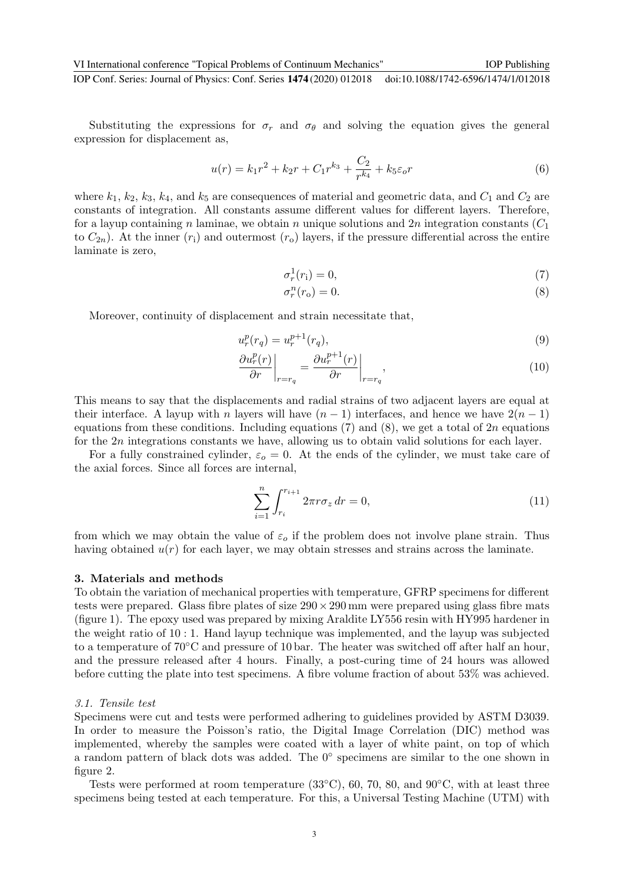Substituting the expressions for $\sigma_r$ and $\sigma_\theta$ and solving the equation gives the general expression for displacement as,

$$u(r) = k_1 r^2 + k_2 r + C_1 r^{k_3} + \frac{C_2}{r^{k_4}} + k_5 \varepsilon_o r \tag{6}$$

where $k_1$, $k_2$, $k_3$, $k_4$, and $k_5$ are consequences of material and geometric data, and $C_1$ and $C_2$ are constants of integration. All constants assume different values for different layers. Therefore, for a layup containing $n$ laminae, we obtain $n$ unique solutions and $2n$ integration constants ($C_1$ to $C_{2n}$). At the inner ($r_\mathrm{i}$) and outermost ($r_\mathrm{o}$) layers, if the pressure differential across the entire laminate is zero,

$$\sigma_r^1(r_\mathrm{i}) = 0, \tag{7}$$

$$\sigma_r^n(r_\mathrm{o}) = 0. \tag{8}$$

Moreover, continuity of displacement and strain necessitate that,

$$u_r^p(r_q) = u_r^{p+1}(r_q), \tag{9}$$

$$\left.\frac{\partial u_r^p(r)}{\partial r}\right|_{r=r_q} = \left.\frac{\partial u_r^{p+1}(r)}{\partial r}\right|_{r=r_q}, \tag{10}$$

This means to say that the displacements and radial strains of two adjacent layers are equal at their interface. A layup with $n$ layers will have $(n-1)$ interfaces, and hence we have $2(n-1)$ equations from these conditions. Including equations (7) and (8), we get a total of $2n$ equations for the $2n$ integrations constants we have, allowing us to obtain valid solutions for each layer.

For a fully constrained cylinder, $\varepsilon_o = 0$. At the ends of the cylinder, we must take care of the axial forces. Since all forces are internal,

$$\sum_{i=1}^{n} \int_{r_i}^{r_{i+1}} 2\pi r \sigma_z \, dr = 0, \tag{11}$$

from which we may obtain the value of $\varepsilon_o$ if the problem does not involve plane strain. Thus having obtained $u(r)$ for each layer, we may obtain stresses and strains across the laminate.

## 3. Materials and methods

To obtain the variation of mechanical properties with temperature, GFRP specimens for different tests were prepared. Glass fibre plates of size $290 \times 290$ mm were prepared using glass fibre mats (figure 1). The epoxy used was prepared by mixing Araldite LY556 resin with HY995 hardener in the weight ratio of 10 : 1. Hand layup technique was implemented, and the layup was subjected to a temperature of 70°C and pressure of 10 bar. The heater was switched off after half an hour, and the pressure released after 4 hours. Finally, a post-curing time of 24 hours was allowed before cutting the plate into test specimens. A fibre volume fraction of about 53% was achieved.

### *3.1. Tensile test*

Specimens were cut and tests were performed adhering to guidelines provided by ASTM D3039. In order to measure the Poisson's ratio, the Digital Image Correlation (DIC) method was implemented, whereby the samples were coated with a layer of white paint, on top of which a random pattern of black dots was added. The 0° specimens are similar to the one shown in figure 2.

Tests were performed at room temperature (33°C), 60, 70, 80, and 90°C, with at least three specimens being tested at each temperature. For this, a Universal Testing Machine (UTM) with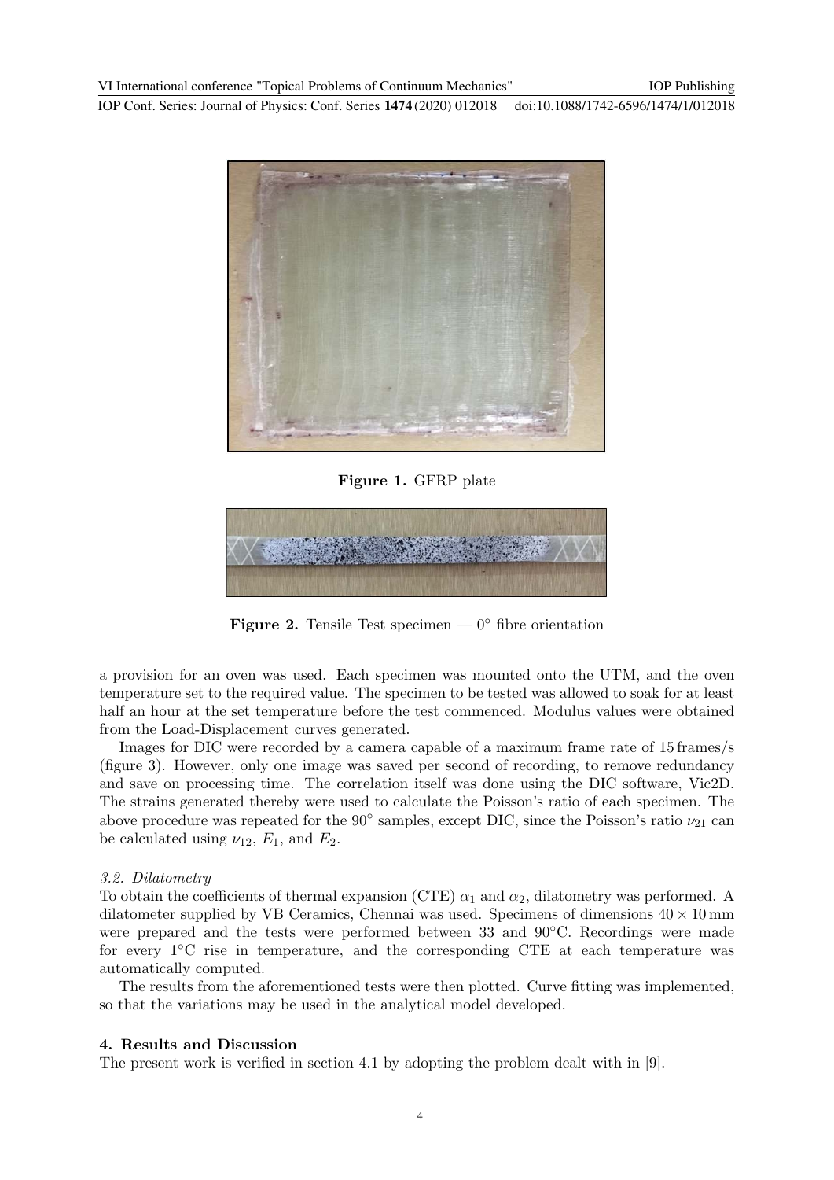**Figure 1.** GFRP plate

**Figure 2.** Tensile Test specimen — 0° fibre orientation

a provision for an oven was used. Each specimen was mounted onto the UTM, and the oven temperature set to the required value. The specimen to be tested was allowed to soak for at least half an hour at the set temperature before the test commenced. Modulus values were obtained from the Load-Displacement curves generated.

Images for DIC were recorded by a camera capable of a maximum frame rate of 15 frames/s (figure 3). However, only one image was saved per second of recording, to remove redundancy and save on processing time. The correlation itself was done using the DIC software, Vic2D. The strains generated thereby were used to calculate the Poisson's ratio of each specimen. The above procedure was repeated for the 90° samples, except DIC, since the Poisson's ratio $\nu_{21}$ can be calculated using $\nu_{12}$, $E_1$, and $E_2$.

### *3.2. Dilatometry*

To obtain the coefficients of thermal expansion (CTE) $\alpha_1$ and $\alpha_2$, dilatometry was performed. A dilatometer supplied by VB Ceramics, Chennai was used. Specimens of dimensions $40 \times 10$ mm were prepared and the tests were performed between 33 and 90°C. Recordings were made for every 1°C rise in temperature, and the corresponding CTE at each temperature was automatically computed.

The results from the aforementioned tests were then plotted. Curve fitting was implemented, so that the variations may be used in the analytical model developed.

## 4. Results and Discussion

The present work is verified in section 4.1 by adopting the problem dealt with in [9].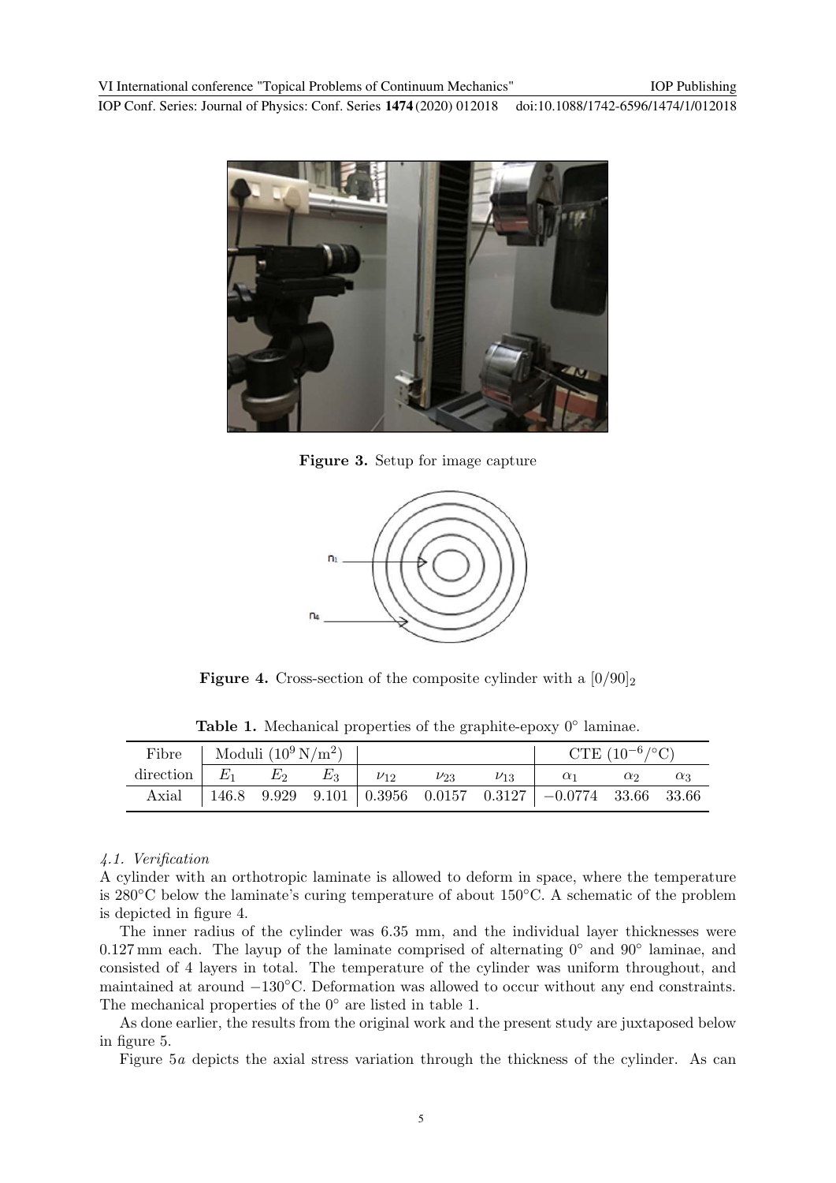**Figure 3.** Setup for image capture

**Figure 4.** Cross-section of the composite cylinder with a $[0/90]_2$

**Table 1.** Mechanical properties of the graphite-epoxy 0° laminae.

| Fibre | Moduli ($10^9\,\mathrm{N/m^2}$) | | | | | | CTE ($10^{-6}/°\mathrm{C}$) | | |
|---|---|---|---|---|---|---|---|---|---|
| direction | $E_1$ | $E_2$ | $E_3$ | $\nu_{12}$ | $\nu_{23}$ | $\nu_{13}$ | $\alpha_1$ | $\alpha_2$ | $\alpha_3$ |
| Axial | 146.8 | 9.929 | 9.101 | 0.3956 | 0.0157 | 0.3127 | −0.0774 | 33.66 | 33.66 |

### *4.1. Verification*

A cylinder with an orthotropic laminate is allowed to deform in space, where the temperature is 280°C below the laminate's curing temperature of about 150°C. A schematic of the problem is depicted in figure 4.

The inner radius of the cylinder was 6.35 mm, and the individual layer thicknesses were 0.127 mm each. The layup of the laminate comprised of alternating 0° and 90° laminae, and consisted of 4 layers in total. The temperature of the cylinder was uniform throughout, and maintained at around −130°C. Deformation was allowed to occur without any end constraints. The mechanical properties of the 0° are listed in table 1.

As done earlier, the results from the original work and the present study are juxtaposed below in figure 5.

Figure 5*a* depicts the axial stress variation through the thickness of the cylinder. As can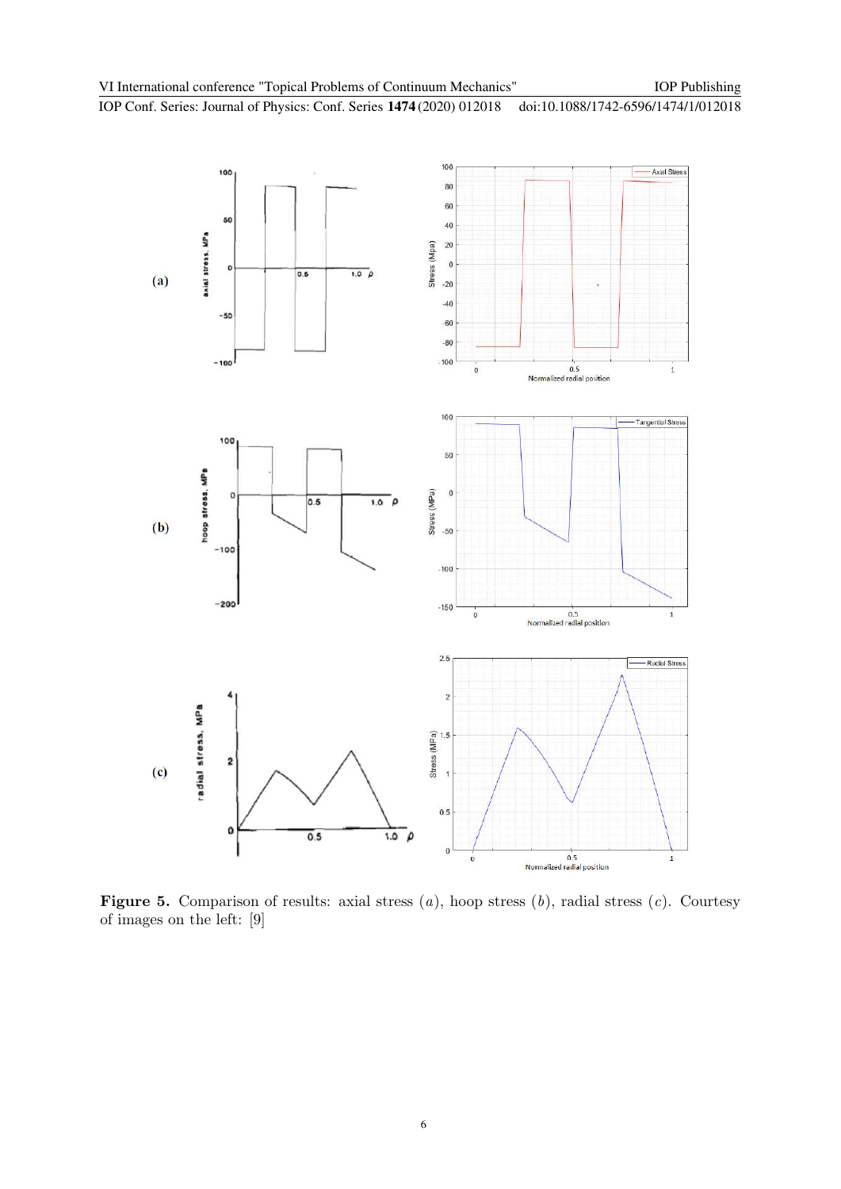**Figure 5.** Comparison of results: axial stress (*a*), hoop stress (*b*), radial stress (*c*). Courtesy of images on the left: [9]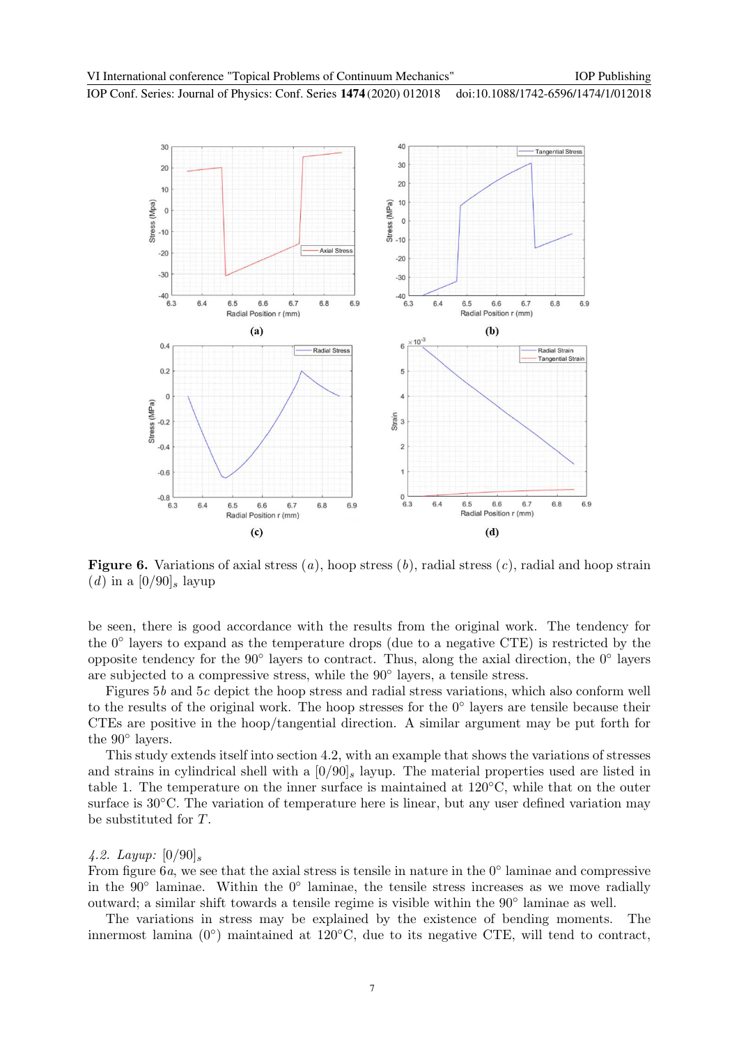**Figure 6.** Variations of axial stress $(a)$, hoop stress $(b)$, radial stress $(c)$, radial and hoop strain $(d)$ in a $[0/90]_s$ layup

be seen, there is good accordance with the results from the original work. The tendency for the $0^\circ$ layers to expand as the temperature drops (due to a negative CTE) is restricted by the opposite tendency for the $90^\circ$ layers to contract. Thus, along the axial direction, the $0^\circ$ layers are subjected to a compressive stress, while the $90^\circ$ layers, a tensile stress.

Figures 5$b$ and 5$c$ depict the hoop stress and radial stress variations, which also conform well to the results of the original work. The hoop stresses for the $0^\circ$ layers are tensile because their CTEs are positive in the hoop/tangential direction. A similar argument may be put forth for the $90^\circ$ layers.

This study extends itself into section 4.2, with an example that shows the variations of stresses and strains in cylindrical shell with a $[0/90]_s$ layup. The material properties used are listed in table 1. The temperature on the inner surface is maintained at $120^\circ$C, while that on the outer surface is $30^\circ$C. The variation of temperature here is linear, but any user defined variation may be substituted for $T$.

### *4.2. Layup:* $[0/90]_s$

From figure 6$a$, we see that the axial stress is tensile in nature in the $0^\circ$ laminae and compressive in the $90^\circ$ laminae. Within the $0^\circ$ laminae, the tensile stress increases as we move radially outward; a similar shift towards a tensile regime is visible within the $90^\circ$ laminae as well.

The variations in stress may be explained by the existence of bending moments. The innermost lamina ($0^\circ$) maintained at $120^\circ$C, due to its negative CTE, will tend to contract,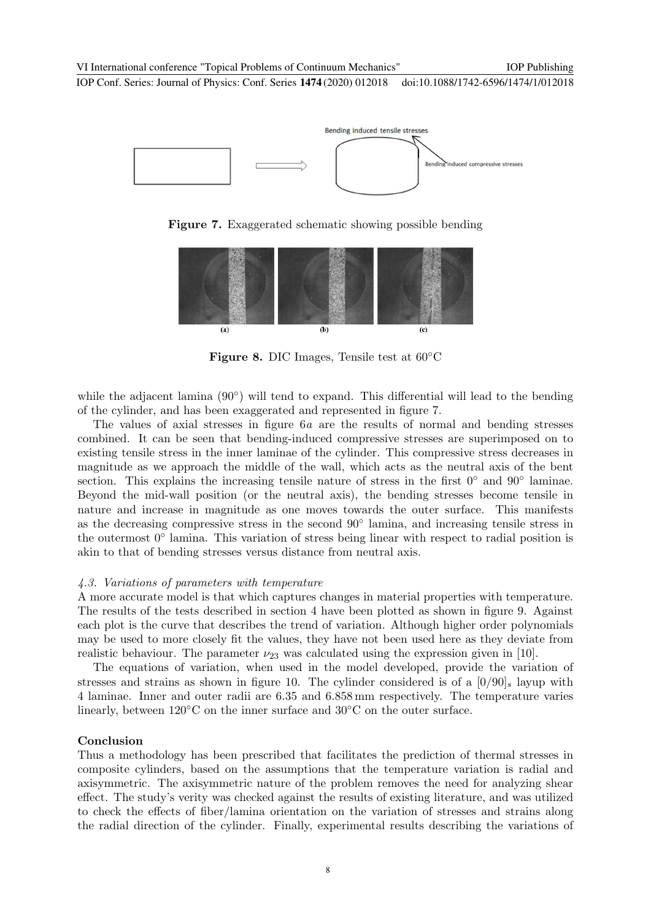Figure 7. Exaggerated schematic showing possible bending

Figure 8. DIC Images, Tensile test at 60°C

while the adjacent lamina (90°) will tend to expand. This differential will lead to the bending of the cylinder, and has been exaggerated and represented in figure 7.

The values of axial stresses in figure 6*a* are the results of normal and bending stresses combined. It can be seen that bending-induced compressive stresses are superimposed on to existing tensile stress in the inner laminae of the cylinder. This compressive stress decreases in magnitude as we approach the middle of the wall, which acts as the neutral axis of the bent section. This explains the increasing tensile nature of stress in the first 0° and 90° laminae. Beyond the mid-wall position (or the neutral axis), the bending stresses become tensile in nature and increase in magnitude as one moves towards the outer surface. This manifests as the decreasing compressive stress in the second 90° lamina, and increasing tensile stress in the outermost 0° lamina. This variation of stress being linear with respect to radial position is akin to that of bending stresses versus distance from neutral axis.

### *4.3. Variations of parameters with temperature*

A more accurate model is that which captures changes in material properties with temperature. The results of the tests described in section 4 have been plotted as shown in figure 9. Against each plot is the curve that describes the trend of variation. Although higher order polynomials may be used to more closely fit the values, they have not been used here as they deviate from realistic behaviour. The parameter $\nu_{23}$ was calculated using the expression given in [10].

The equations of variation, when used in the model developed, provide the variation of stresses and strains as shown in figure 10. The cylinder considered is of a $[0/90]_s$ layup with 4 laminae. Inner and outer radii are 6.35 and 6.858 mm respectively. The temperature varies linearly, between 120°C on the inner surface and 30°C on the outer surface.

## Conclusion

Thus a methodology has been prescribed that facilitates the prediction of thermal stresses in composite cylinders, based on the assumptions that the temperature variation is radial and axisymmetric. The axisymmetric nature of the problem removes the need for analyzing shear effect. The study's verity was checked against the results of existing literature, and was utilized to check the effects of fiber/lamina orientation on the variation of stresses and strains along the radial direction of the cylinder. Finally, experimental results describing the variations of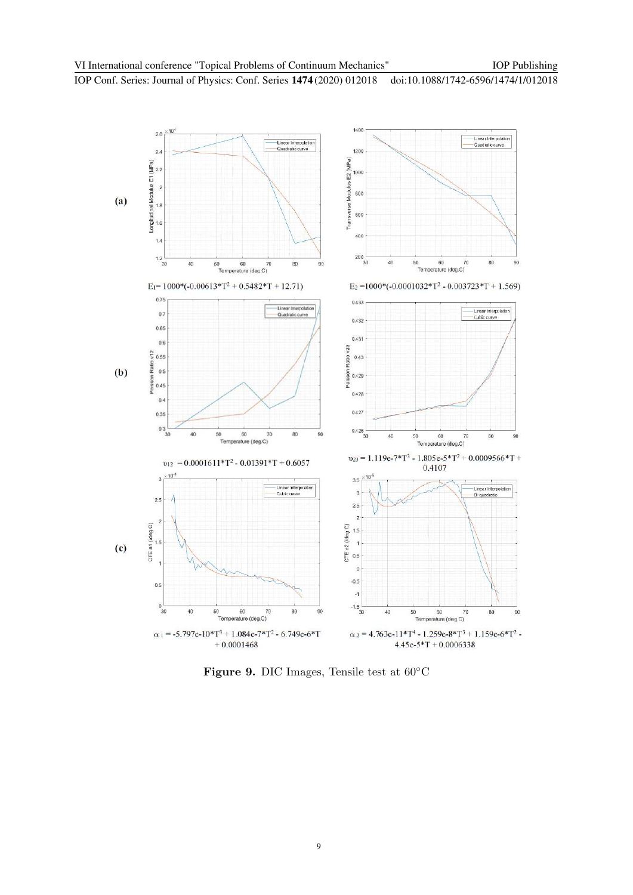(a)

$E_1 = 1000*(-0.00613*T^2 + 0.5482*T + 12.71)$

$E_2 = 1000*(-0.0001032*T^2 - 0.003723*T + 1.569)$

(b)

$\upsilon_{12} = 0.0001611*T^2 - 0.01391*T + 0.6057$

$\upsilon_{23} = 1.119e\text{-}7*T^3 - 1.805e\text{-}5*T^2 + 0.0009566*T + 0.4107$

(c)

$\alpha_1 = -5.797e\text{-}10*T^3 + 1.084e\text{-}7*T^2 - 6.749e\text{-}6*T + 0.0001468$

$\alpha_2 = 4.763e\text{-}11*T^4 - 1.259e\text{-}8*T^3 + 1.159e\text{-}6*T^2 - 4.45e\text{-}5*T + 0.0006338$

**Figure 9.** DIC Images, Tensile test at 60°C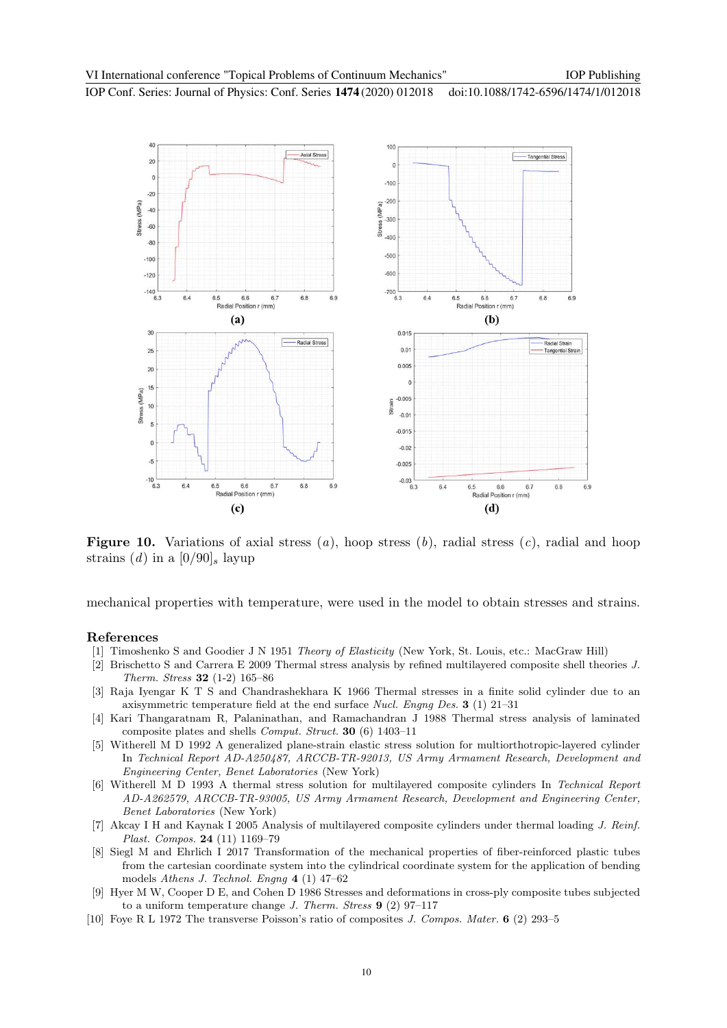Axial Stress

Stress (MPa)

40
20
0
-20
-40
-60
-80
-100
-120
-140

6.3 6.4 6.5 6.6 6.7 6.8 6.9

Radial Position r (mm)

**(a)**

Tangential Stress

Stress (MPa)

100
0
-100
-200
-300
-400
-500
-600
-700

6.3 6.4 6.5 6.6 6.7 6.8 6.9

Radial Position r (mm)

**(b)**

Radial Stress

Stress (MPa)

30
25
20
15
10
5
0
-5
-10

6.3 6.4 6.5 6.6 6.7 6.8 6.9

Radial Position r (mm)

**(c)**

Radial Strain

Tangential Strain

Strain

0.015
0.01
0.005
0
-0.005
-0.01
-0.015
-0.02
-0.025
-0.03

6.3 6.4 6.5 6.6 6.7 6.8 6.9

Radial Position r (mm)

**(d)**

**Figure 10.** Variations of axial stress $(a)$, hoop stress $(b)$, radial stress $(c)$, radial and hoop strains $(d)$ in a $[0/90]_s$ layup

mechanical properties with temperature, were used in the model to obtain stresses and strains.

## References

[1] Timoshenko S and Goodier J N 1951 *Theory of Elasticity* (New York, St. Louis, etc.: MacGraw Hill)

[2] Brischetto S and Carrera E 2009 Thermal stress analysis by refined multilayered composite shell theories *J. Therm. Stress* **32** (1-2) 165–86

[3] Raja Iyengar K T S and Chandrashekhara K 1966 Thermal stresses in a finite solid cylinder due to an axisymmetric temperature field at the end surface *Nucl. Engng Des.* **3** (1) 21–31

[4] Kari Thangaratnam R, Palaninathan, and Ramachandran J 1988 Thermal stress analysis of laminated composite plates and shells *Comput. Struct.* **30** (6) 1403–11

[5] Witherell M D 1992 A generalized plane-strain elastic stress solution for multiorthotropic-layered cylinder In *Technical Report AD-A250487, ARCCB-TR-92013, US Army Armament Research, Development and Engineering Center, Benet Laboratories* (New York)

[6] Witherell M D 1993 A thermal stress solution for multilayered composite cylinders In *Technical Report AD-A262579, ARCCB-TR-93005, US Army Armament Research, Development and Engineering Center, Benet Laboratories* (New York)

[7] Akcay I H and Kaynak I 2005 Analysis of multilayered composite cylinders under thermal loading *J. Reinf. Plast. Compos.* **24** (11) 1169–79

[8] Siegl M and Ehrlich I 2017 Transformation of the mechanical properties of fiber-reinforced plastic tubes from the cartesian coordinate system into the cylindrical coordinate system for the application of bending models *Athens J. Technol. Engng* **4** (1) 47–62

[9] Hyer M W, Cooper D E, and Cohen D 1986 Stresses and deformations in cross-ply composite tubes subjected to a uniform temperature change *J. Therm. Stress* **9** (2) 97–117

[10] Foye R L 1972 The transverse Poisson's ratio of composites *J. Compos. Mater.* **6** (2) 293–5